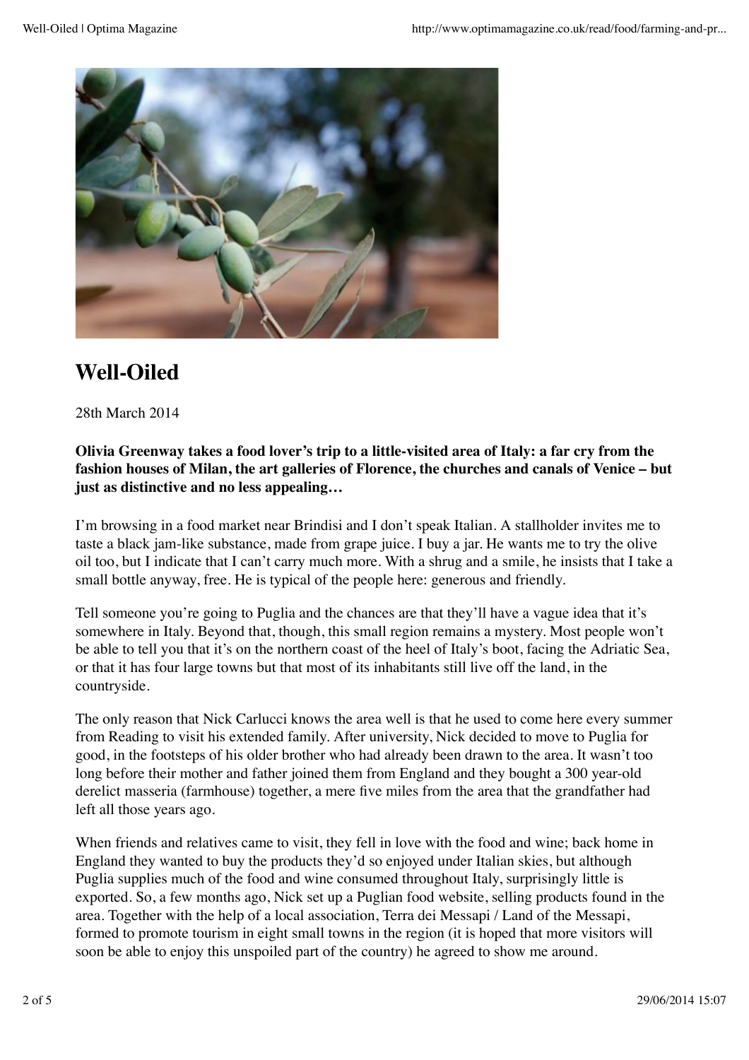# Well-Oiled

28th March 2014

**Olivia Greenway takes a food lover's trip to a little-visited area of Italy: a far cry from the fashion houses of Milan, the art galleries of Florence, the churches and canals of Venice – but just as distinctive and no less appealing…**

I'm browsing in a food market near Brindisi and I don't speak Italian. A stallholder invites me to taste a black jam-like substance, made from grape juice. I buy a jar. He wants me to try the olive oil too, but I indicate that I can't carry much more. With a shrug and a smile, he insists that I take a small bottle anyway, free. He is typical of the people here: generous and friendly.

Tell someone you're going to Puglia and the chances are that they'll have a vague idea that it's somewhere in Italy. Beyond that, though, this small region remains a mystery. Most people won't be able to tell you that it's on the northern coast of the heel of Italy's boot, facing the Adriatic Sea, or that it has four large towns but that most of its inhabitants still live off the land, in the countryside.

The only reason that Nick Carlucci knows the area well is that he used to come here every summer from Reading to visit his extended family. After university, Nick decided to move to Puglia for good, in the footsteps of his older brother who had already been drawn to the area. It wasn't too long before their mother and father joined them from England and they bought a 300 year-old derelict masseria (farmhouse) together, a mere five miles from the area that the grandfather had left all those years ago.

When friends and relatives came to visit, they fell in love with the food and wine; back home in England they wanted to buy the products they'd so enjoyed under Italian skies, but although Puglia supplies much of the food and wine consumed throughout Italy, surprisingly little is exported. So, a few months ago, Nick set up a Puglian food website, selling products found in the area. Together with the help of a local association, Terra dei Messapi / Land of the Messapi, formed to promote tourism in eight small towns in the region (it is hoped that more visitors will soon be able to enjoy this unspoiled part of the country) he agreed to show me around.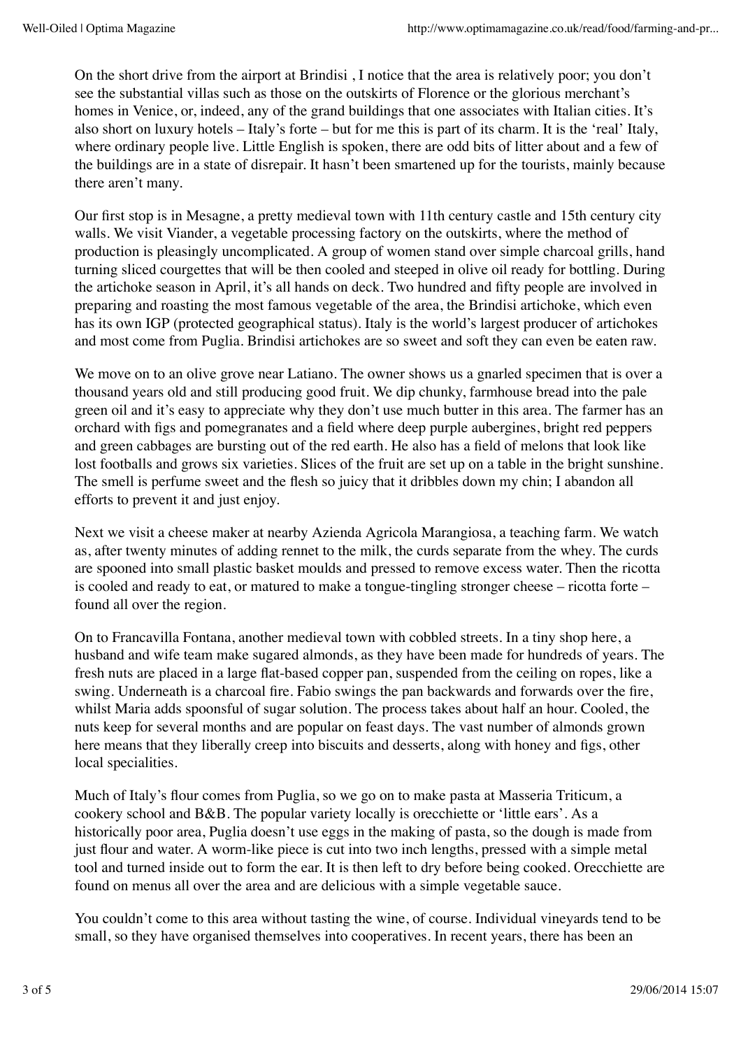On the short drive from the airport at Brindisi , I notice that the area is relatively poor; you don't see the substantial villas such as those on the outskirts of Florence or the glorious merchant's homes in Venice, or, indeed, any of the grand buildings that one associates with Italian cities. It's also short on luxury hotels – Italy's forte – but for me this is part of its charm. It is the 'real' Italy, where ordinary people live. Little English is spoken, there are odd bits of litter about and a few of the buildings are in a state of disrepair. It hasn't been smartened up for the tourists, mainly because there aren't many.

Our first stop is in Mesagne, a pretty medieval town with 11th century castle and 15th century city walls. We visit Viander, a vegetable processing factory on the outskirts, where the method of production is pleasingly uncomplicated. A group of women stand over simple charcoal grills, hand turning sliced courgettes that will be then cooled and steeped in olive oil ready for bottling. During the artichoke season in April, it's all hands on deck. Two hundred and fifty people are involved in preparing and roasting the most famous vegetable of the area, the Brindisi artichoke, which even has its own IGP (protected geographical status). Italy is the world's largest producer of artichokes and most come from Puglia. Brindisi artichokes are so sweet and soft they can even be eaten raw.

We move on to an olive grove near Latiano. The owner shows us a gnarled specimen that is over a thousand years old and still producing good fruit. We dip chunky, farmhouse bread into the pale green oil and it's easy to appreciate why they don't use much butter in this area. The farmer has an orchard with figs and pomegranates and a field where deep purple aubergines, bright red peppers and green cabbages are bursting out of the red earth. He also has a field of melons that look like lost footballs and grows six varieties. Slices of the fruit are set up on a table in the bright sunshine. The smell is perfume sweet and the flesh so juicy that it dribbles down my chin; I abandon all efforts to prevent it and just enjoy.

Next we visit a cheese maker at nearby Azienda Agricola Marangiosa, a teaching farm. We watch as, after twenty minutes of adding rennet to the milk, the curds separate from the whey. The curds are spooned into small plastic basket moulds and pressed to remove excess water. Then the ricotta is cooled and ready to eat, or matured to make a tongue-tingling stronger cheese – ricotta forte – found all over the region.

On to Francavilla Fontana, another medieval town with cobbled streets. In a tiny shop here, a husband and wife team make sugared almonds, as they have been made for hundreds of years. The fresh nuts are placed in a large flat-based copper pan, suspended from the ceiling on ropes, like a swing. Underneath is a charcoal fire. Fabio swings the pan backwards and forwards over the fire, whilst Maria adds spoonsful of sugar solution. The process takes about half an hour. Cooled, the nuts keep for several months and are popular on feast days. The vast number of almonds grown here means that they liberally creep into biscuits and desserts, along with honey and figs, other local specialities.

Much of Italy's flour comes from Puglia, so we go on to make pasta at Masseria Triticum, a cookery school and B&B. The popular variety locally is orecchiette or 'little ears'. As a historically poor area, Puglia doesn't use eggs in the making of pasta, so the dough is made from just flour and water. A worm-like piece is cut into two inch lengths, pressed with a simple metal tool and turned inside out to form the ear. It is then left to dry before being cooked. Orecchiette are found on menus all over the area and are delicious with a simple vegetable sauce.

You couldn't come to this area without tasting the wine, of course. Individual vineyards tend to be small, so they have organised themselves into cooperatives. In recent years, there has been an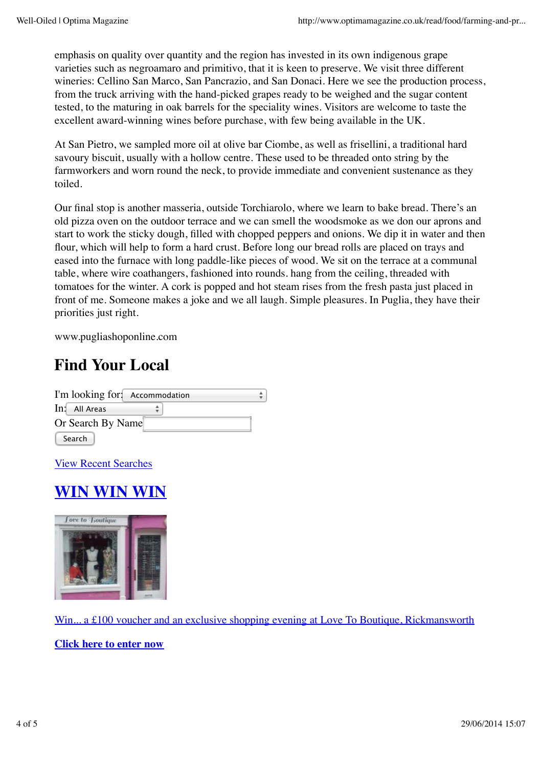emphasis on quality over quantity and the region has invested in its own indigenous grape varieties such as negroamaro and primitivo, that it is keen to preserve. We visit three different wineries: Cellino San Marco, San Pancrazio, and San Donaci. Here we see the production process, from the truck arriving with the hand-picked grapes ready to be weighed and the sugar content tested, to the maturing in oak barrels for the speciality wines. Visitors are welcome to taste the excellent award-winning wines before purchase, with few being available in the UK.

At San Pietro, we sampled more oil at olive bar Ciombe, as well as frisellini, a traditional hard savoury biscuit, usually with a hollow centre. These used to be threaded onto string by the farmworkers and worn round the neck, to provide immediate and convenient sustenance as they toiled.

Our final stop is another masseria, outside Torchiarolo, where we learn to bake bread. There's an old pizza oven on the outdoor terrace and we can smell the woodsmoke as we don our aprons and start to work the sticky dough, filled with chopped peppers and onions. We dip it in water and then flour, which will help to form a hard crust. Before long our bread rolls are placed on trays and eased into the furnace with long paddle-like pieces of wood. We sit on the terrace at a communal table, where wire coathangers, fashioned into rounds. hang from the ceiling, threaded with tomatoes for the winter. A cork is popped and hot steam rises from the fresh pasta just placed in front of me. Someone makes a joke and we all laugh. Simple pleasures. In Puglia, they have their priorities just right.

www.pugliashoponline.com

## Find Your Local

I'm looking for: Accommodation

In: All Areas

Or Search By Name

Search

View Recent Searches

## WIN WIN WIN

Win... a £100 voucher and an exclusive shopping evening at Love To Boutique, Rickmansworth

**Click here to enter now**